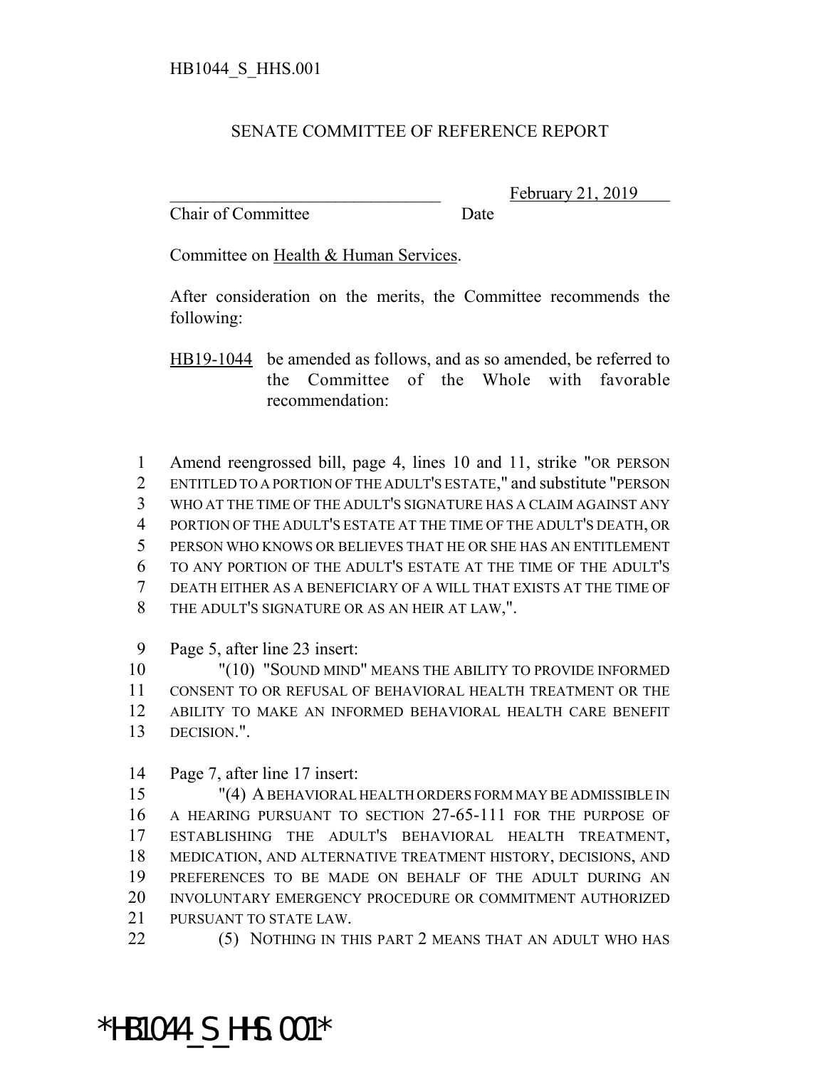HB1044_S_HHS.001

SENATE COMMITTEE OF REFERENCE REPORT

_______________________________ February 21, 2019

Chair of Committee Date

Committee on Health & Human Services.

After consideration on the merits, the Committee recommends the following:

HB19-1044 be amended as follows, and as so amended, be referred to the Committee of the Whole with favorable recommendation:

1 Amend reengrossed bill, page 4, lines 10 and 11, strike "OR PERSON
2 ENTITLED TO A PORTION OF THE ADULT'S ESTATE," and substitute "PERSON
3 WHO AT THE TIME OF THE ADULT'S SIGNATURE HAS A CLAIM AGAINST ANY
4 PORTION OF THE ADULT'S ESTATE AT THE TIME OF THE ADULT'S DEATH, OR
5 PERSON WHO KNOWS OR BELIEVES THAT HE OR SHE HAS AN ENTITLEMENT
6 TO ANY PORTION OF THE ADULT'S ESTATE AT THE TIME OF THE ADULT'S
7 DEATH EITHER AS A BENEFICIARY OF A WILL THAT EXISTS AT THE TIME OF
8 THE ADULT'S SIGNATURE OR AS AN HEIR AT LAW,".

9 Page 5, after line 23 insert:

10 "(10) "SOUND MIND" MEANS THE ABILITY TO PROVIDE INFORMED
11 CONSENT TO OR REFUSAL OF BEHAVIORAL HEALTH TREATMENT OR THE
12 ABILITY TO MAKE AN INFORMED BEHAVIORAL HEALTH CARE BENEFIT
13 DECISION.".

14 Page 7, after line 17 insert:

15 "(4) A BEHAVIORAL HEALTH ORDERS FORM MAY BE ADMISSIBLE IN
16 A HEARING PURSUANT TO SECTION 27-65-111 FOR THE PURPOSE OF
17 ESTABLISHING THE ADULT'S BEHAVIORAL HEALTH TREATMENT,
18 MEDICATION, AND ALTERNATIVE TREATMENT HISTORY, DECISIONS, AND
19 PREFERENCES TO BE MADE ON BEHALF OF THE ADULT DURING AN
20 INVOLUNTARY EMERGENCY PROCEDURE OR COMMITMENT AUTHORIZED
21 PURSUANT TO STATE LAW.

22 (5) NOTHING IN THIS PART 2 MEANS THAT AN ADULT WHO HAS

*HB1044_S_HHS.001*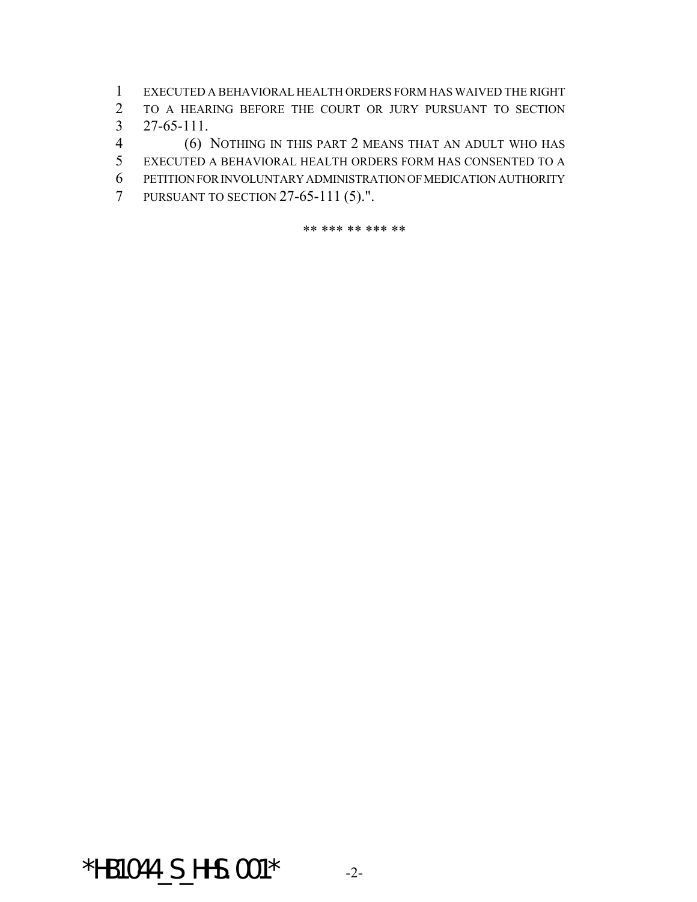EXECUTED A BEHAVIORAL HEALTH ORDERS FORM HAS WAIVED THE RIGHT TO A HEARING BEFORE THE COURT OR JURY PURSUANT TO SECTION 27-65-111.

(6) NOTHING IN THIS PART 2 MEANS THAT AN ADULT WHO HAS EXECUTED A BEHAVIORAL HEALTH ORDERS FORM HAS CONSENTED TO A PETITION FOR INVOLUNTARY ADMINISTRATION OF MEDICATION AUTHORITY PURSUANT TO SECTION 27-65-111 (5).".

** *** ** *** **

*HB1044_S_HHS.001*